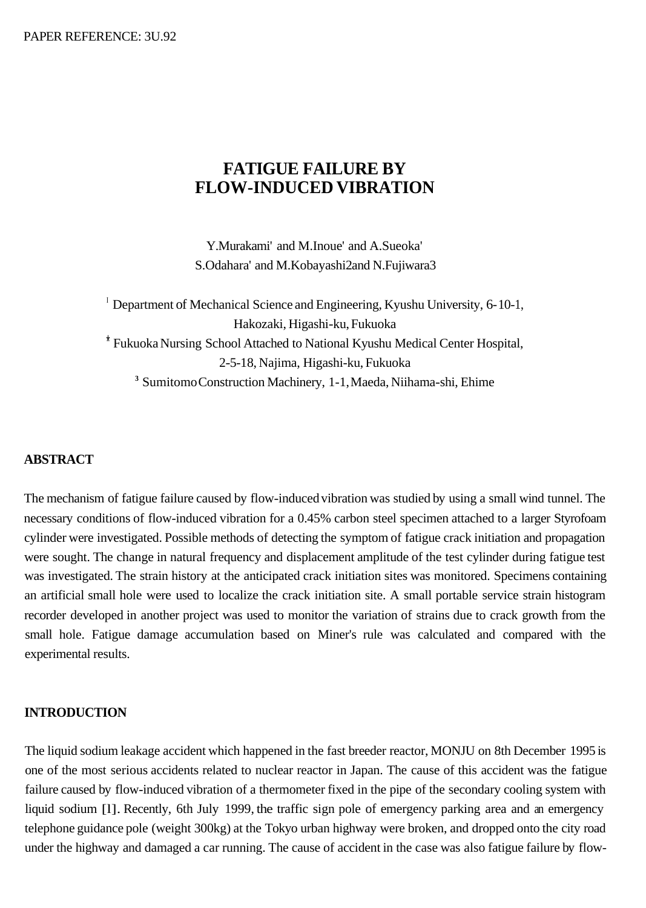PAPER REFERENCE: 3U.92

# FATIGUE FAILURE BY FLOW-INDUCED VIBRATION

Y.Murakami[1] and M.Inoue[1] and A.Sueoka[1]
S.Odahara[1] and M.Kobayashi[2] and N.Fujiwara[3]

[1] Department of Mechanical Science and Engineering, Kyushu University, 6-10-1, Hakozaki, Higashi-ku, Fukuoka
[2] Fukuoka Nursing School Attached to National Kyushu Medical Center Hospital, 2-5-18, Najima, Higashi-ku, Fukuoka
[3] Sumitomo Construction Machinery, 1-1, Maeda, Niihama-shi, Ehime

## ABSTRACT

The mechanism of fatigue failure caused by flow-induced vibration was studied by using a small wind tunnel. The necessary conditions of flow-induced vibration for a 0.45% carbon steel specimen attached to a larger Styrofoam cylinder were investigated. Possible methods of detecting the symptom of fatigue crack initiation and propagation were sought. The change in natural frequency and displacement amplitude of the test cylinder during fatigue test was investigated. The strain history at the anticipated crack initiation sites was monitored. Specimens containing an artificial small hole were used to localize the crack initiation site. A small portable service strain histogram recorder developed in another project was used to monitor the variation of strains due to crack growth from the small hole. Fatigue damage accumulation based on Miner's rule was calculated and compared with the experimental results.

## INTRODUCTION

The liquid sodium leakage accident which happened in the fast breeder reactor, MONJU on 8th December 1995 is one of the most serious accidents related to nuclear reactor in Japan. The cause of this accident was the fatigue failure caused by flow-induced vibration of a thermometer fixed in the pipe of the secondary cooling system with liquid sodium [1]. Recently, 6th July 1999, the traffic sign pole of emergency parking area and an emergency telephone guidance pole (weight 300kg) at the Tokyo urban highway were broken, and dropped onto the city road under the highway and damaged a car running. The cause of accident in the case was also fatigue failure by flow-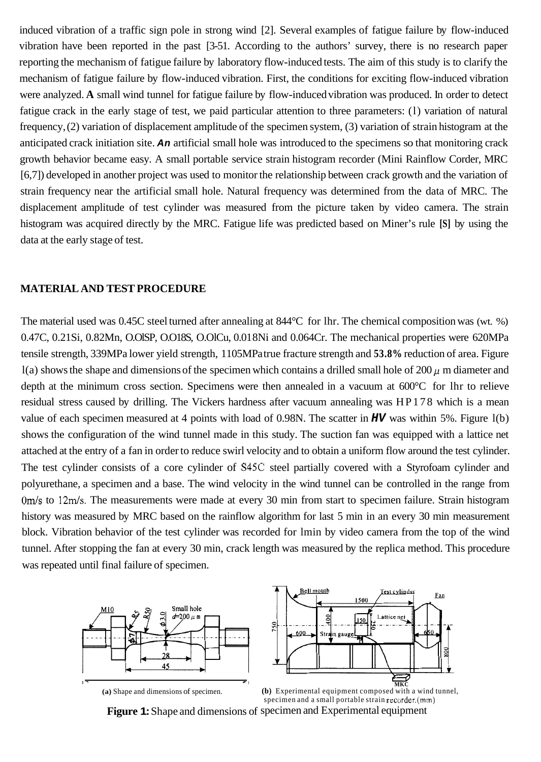induced vibration of a traffic sign pole in strong wind [2]. Several examples of fatigue failure by flow-induced vibration have been reported in the past [3-51. According to the authors' survey, there is no research paper reporting the mechanism of fatigue failure by laboratory flow-induced tests. The aim of this study is to clarify the mechanism of fatigue failure by flow-induced vibration. First, the conditions for exciting flow-induced vibration were analyzed. **A** small wind tunnel for fatigue failure by flow-induced vibration was produced. In order to detect fatigue crack in the early stage of test, we paid particular attention to three parameters: (1) variation of natural frequency, (2) variation of displacement amplitude of the specimen system, (3) variation of strain histogram at the anticipated crack initiation site. ***An*** artificial small hole was introduced to the specimens so that monitoring crack growth behavior became easy. A small portable service strain histogram recorder (Mini Rainflow Corder, MRC [6,7]) developed in another project was used to monitor the relationship between crack growth and the variation of strain frequency near the artificial small hole. Natural frequency was determined from the data of MRC. The displacement amplitude of test cylinder was measured from the picture taken by video camera. The strain histogram was acquired directly by the MRC. Fatigue life was predicted based on Miner's rule **[S]** by using the data at the early stage of test.

## MATERIAL AND TEST PROCEDURE

The material used was 0.45C steel turned after annealing at 844°C for lhr. The chemical composition was (wt. %) 0.47C, 0.21Si, 0.82Mn, O.OlSP, O.O18S, O.OlCu, 0.018Ni and 0.064Cr. The mechanical properties were 620MPa tensile strength, 339MPa lower yield strength, 1105MPa true fracture strength and **53.8%** reduction of area. Figure l(a) shows the shape and dimensions of the specimen which contains a drilled small hole of 200 $\mu$ m diameter and depth at the minimum cross section. Specimens were then annealed in a vacuum at 600°C for lhr to relieve residual stress caused by drilling. The Vickers hardness after vacuum annealing was HP178 which is a mean value of each specimen measured at 4 points with load of 0.98N. The scatter in ***HV*** was within 5%. Figure l(b) shows the configuration of the wind tunnel made in this study. The suction fan was equipped with a lattice net attached at the entry of a fan in order to reduce swirl velocity and to obtain a uniform flow around the test cylinder. The test cylinder consists of a core cylinder of S45C steel partially covered with a Styrofoam cylinder and polyurethane, a specimen and a base. The wind velocity in the wind tunnel can be controlled in the range from 0m/s to 12m/s. The measurements were made at every 30 min from start to specimen failure. Strain histogram history was measured by MRC based on the rainflow algorithm for last 5 min in an every 30 min measurement block. Vibration behavior of the test cylinder was recorded for lmin by video camera from the top of the wind tunnel. After stopping the fan at every 30 min, crack length was measured by the replica method. This procedure was repeated until final failure of specimen.

**(a)** Shape and dimensions of specimen.

**(b)** Experimental equipment composed with a wind tunnel, specimen and a small portable strain recorder.(mm)

**Figure 1:** Shape and dimensions of specimen and Experimental equipment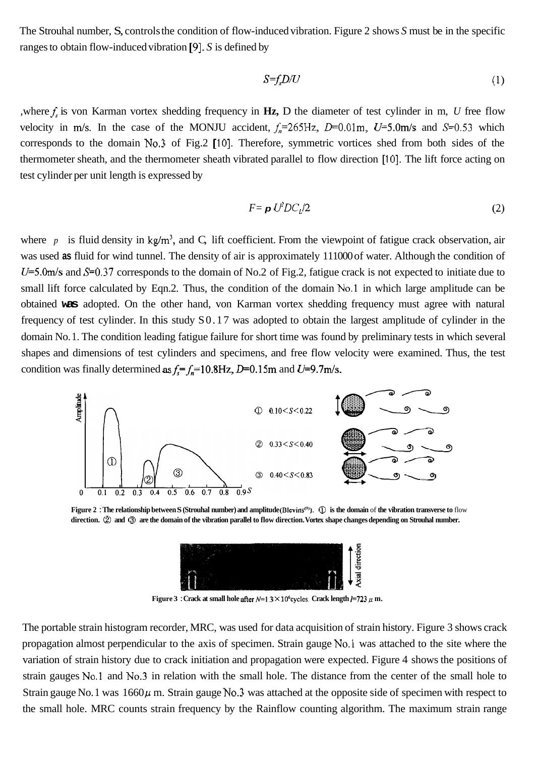The Strouhal number, S, controls the condition of flow-induced vibration. Figure 2 shows $S$ must be in the specific ranges to obtain flow-induced vibration [9]. $S$ is defined by

$$S=f_sD/U \tag{1}$$

,where $f_s$ is von Karman vortex shedding frequency in **Hz,** D the diameter of test cylinder in m, $U$ free flow velocity in m/s. In the case of the MONJU accident, $f_n$=265Hz, $D$=0.01m, $U$=5.0m/s and $S$=0.53 which corresponds to the domain No.3 of Fig.2 [10]. Therefore, symmetric vortices shed from both sides of the thermometer sheath, and the thermometer sheath vibrated parallel to flow direction [10]. The lift force acting on test cylinder per unit length is expressed by

$$F=\rho U^2DC_L/2 \tag{2}$$

where $\rho$ is fluid density in kg/m$^3$, and $C_L$ lift coefficient. From the viewpoint of fatigue crack observation, air was used as fluid for wind tunnel. The density of air is approximately 1/1000 of water. Although the condition of $U$=5.0m/s and $S$=0.37 corresponds to the domain of No.2 of Fig.2, fatigue crack is not expected to initiate due to small lift force calculated by Eqn.2. Thus, the condition of the domain No.1 in which large amplitude can be obtained was adopted. On the other hand, von Karman vortex shedding frequency must agree with natural frequency of test cylinder. In this study S=0.17 was adopted to obtain the largest amplitude of cylinder in the domain No.1. The condition leading fatigue failure for short time was found by preliminary tests in which several shapes and dimensions of test cylinders and specimens, and free flow velocity were examined. Thus, the test condition was finally determined as $f_s=f_n$=10.8Hz, $D$=0.15m and $U$=9.7m/s.

**Figure 2 : The relationship between S (Strouhal number) and amplitude (Blevins[9]). ① is the domain of the vibration transverse to flow direction. ② and ③ are the domain of the vibration parallel to flow direction. Vortex shape changes depending on Strouhal number.**

**Figure 3 : Crack at small hole after $N$=1.3×10$^6$cycles. Crack length $l$=723 μm.**

The portable strain histogram recorder, MRC, was used for data acquisition of strain history. Figure 3 shows crack propagation almost perpendicular to the axis of specimen. Strain gauge No.1 was attached to the site where the variation of strain history due to crack initiation and propagation were expected. Figure 4 shows the positions of strain gauges No.1 and No.3 in relation with the small hole. The distance from the center of the small hole to Strain gauge No.1 was 1660μm. Strain gauge No.3 was attached at the opposite side of specimen with respect to the small hole. MRC counts strain frequency by the Rainflow counting algorithm. The maximum strain range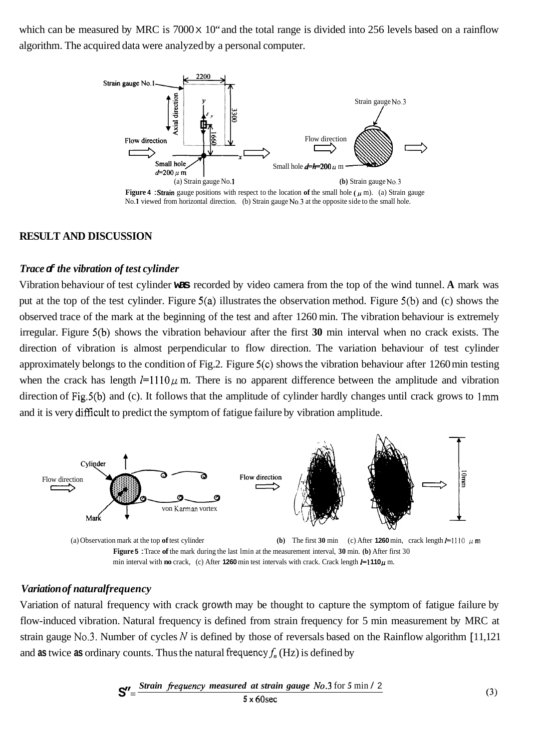which can be measured by MRC is 7000 × 10" and the total range is divided into 256 levels based on a rainflow algorithm. The acquired data were analyzed by a personal computer.

Figure 4 : Strain gauge positions with respect to the location of the small hole ($\mu$ m). (a) Strain gauge No.1 viewed from horizontal direction. (b) Strain gauge No.3 at the opposite side to the small hole.

## RESULT AND DISCUSSION

### *Trace of the vibration of test cylinder*

Vibration behaviour of test cylinder was recorded by video camera from the top of the wind tunnel. A mark was put at the top of the test cylinder. Figure 5(a) illustrates the observation method. Figure 5(b) and (c) shows the observed trace of the mark at the beginning of the test and after 1260 min. The vibration behaviour is extremely irregular. Figure 5(b) shows the vibration behaviour after the first 30 min interval when no crack exists. The direction of vibration is almost perpendicular to flow direction. The variation behaviour of test cylinder approximately belongs to the condition of Fig.2. Figure 5(c) shows the vibration behaviour after 1260 min testing when the crack has length $l$=1110 $\mu$ m. There is no apparent difference between the amplitude and vibration direction of Fig.5(b) and (c). It follows that the amplitude of cylinder hardly changes until crack grows to 1mm and it is very difficult to predict the symptom of fatigue failure by vibration amplitude.

(a) Observation mark at the top of test cylinder (b) The first 30 min (c) After 1260 min, crack length $l$=1110 $\mu$ m

Figure 5 : Trace of the mark during the last 1min at the measurement interval, 30 min. (b) After first 30 min interval with no crack, (c) After 1260 min test intervals with crack. Crack length $l$=1110 $\mu$ m.

### *Variation of natural frequency*

Variation of natural frequency with crack growth may be thought to capture the symptom of fatigue failure by flow-induced vibration. Natural frequency is defined from strain frequency for 5 min measurement by MRC at strain gauge No.3. Number of cycles $N$ is defined by those of reversals based on the Rainflow algorithm [11,12] and as twice as ordinary counts. Thus the natural frequency $f_n$ (Hz) is defined by

$$f_n = \frac{\textit{Strain frequency measured at strain gauge No.3 for 5 min / 2}}{5 \times 60\text{sec}} \tag{3}$$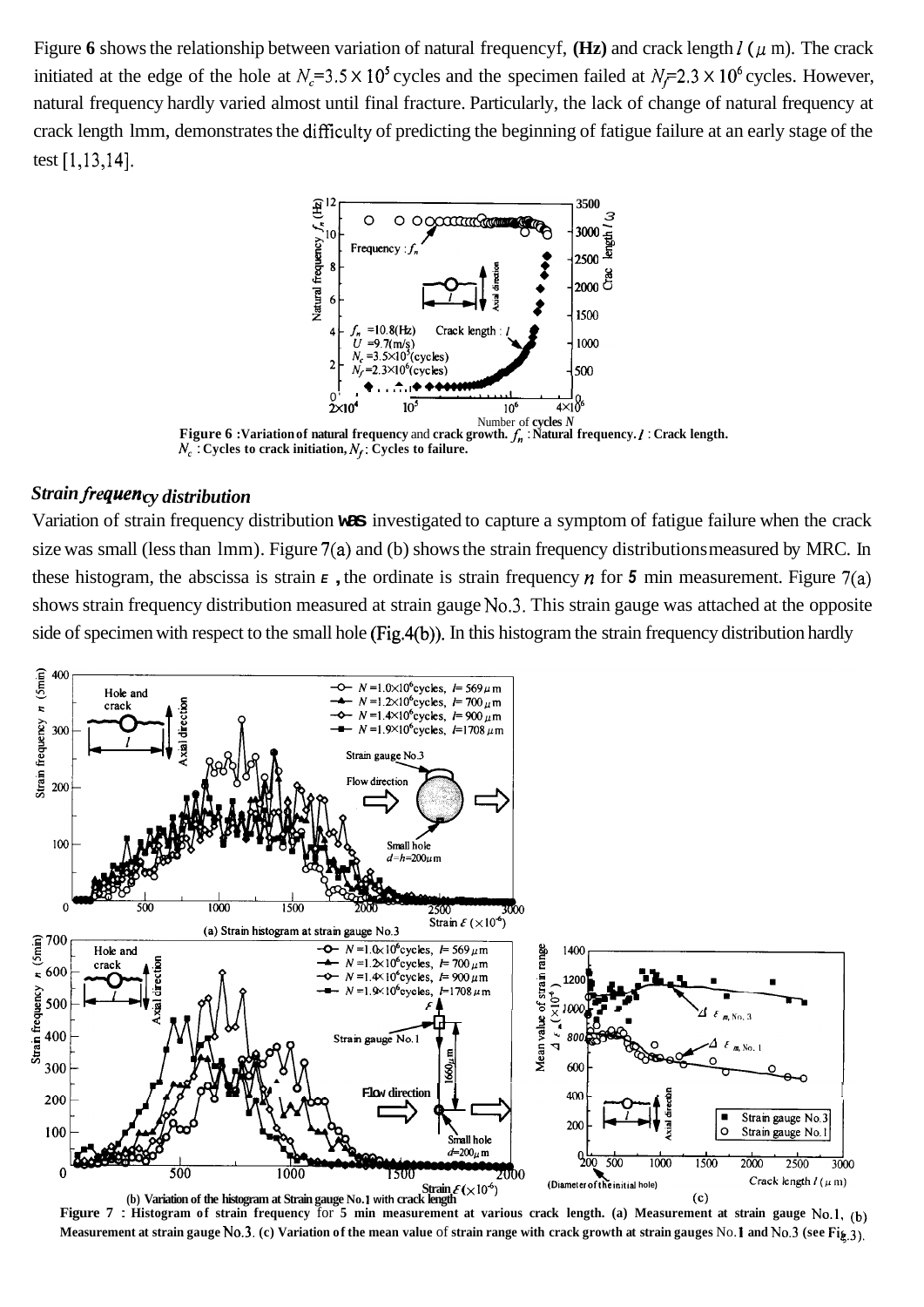Figure **6** shows the relationship between variation of natural frequency $f_n$ **(Hz)** and crack length $l$ ($\mu$ m). The crack initiated at the edge of the hole at $N_c$=3.5 × $10^5$ cycles and the specimen failed at $N_f$=2.3 × $10^6$ cycles. However, natural frequency hardly varied almost until final fracture. Particularly, the lack of change of natural frequency at crack length 1mm, demonstrates the difficulty of predicting the beginning of fatigue failure at an early stage of the test [1,13,14].

**Figure 6 : Variation of natural frequency** and **crack growth.** $f_n$ **: Natural frequency.** $l$ **: Crack length.** $N_c$ **: Cycles to crack initiation,** $N_f$ **: Cycles to failure.**

### *Strain frequency distribution*

Variation of strain frequency distribution **was** investigated to capture a symptom of fatigue failure when the crack size was small (less than 1mm). Figure 7(a) and (b) shows the strain frequency distributions measured by MRC. In these histogram, the abscissa is strain $\varepsilon$, the ordinate is strain frequency $n$ for **5** min measurement. Figure 7(a) shows strain frequency distribution measured at strain gauge No.3. This strain gauge was attached at the opposite side of specimen with respect to the small hole (Fig.4(b)). In this histogram the strain frequency distribution hardly

(a) Strain histogram at strain gauge No.3

**(b) Variation of the histogram at Strain gauge No.1 with crack length**

(c)

**Figure 7 : Histogram of strain frequency** for **5 min measurement at various crack length. (a) Measurement at strain gauge** No.1. **(b) Measurement at strain gauge** No.3. **(c) Variation of the mean value** of **strain range with crack growth at strain gauges** No.1 **and** No.3 **(see Fig.3).**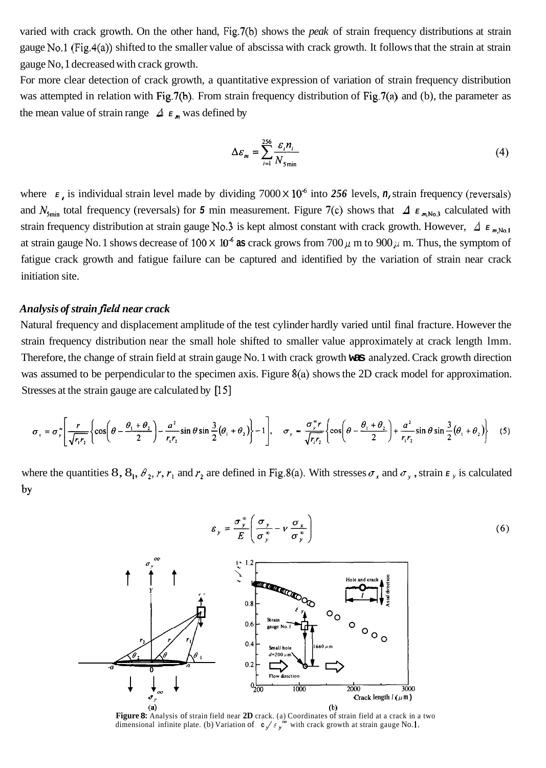varied with crack growth. On the other hand, Fig.7(b) shows the *peak* of strain frequency distributions at strain gauge No.1 (Fig.4(a)) shifted to the smaller value of abscissa with crack growth. It follows that the strain at strain gauge No, 1 decreased with crack growth.

For more clear detection of crack growth, a quantitative expression of variation of strain frequency distribution was attempted in relation with Fig.7(b). From strain frequency distribution of Fig.7(a) and (b), the parameter as the mean value of strain range $\Delta\varepsilon_m$ was defined by

$$\Delta\varepsilon_m = \sum_{i=1}^{256} \frac{\varepsilon_i n_i}{N_{5\min}} \tag{4}$$

where $\varepsilon_i$ is individual strain level made by dividing $7000 \times 10^{-6}$ into *256* levels, $n_i$ strain frequency (reversals) and $N_{5\min}$ total frequency (reversals) for *5* min measurement. Figure 7(c) shows that $\Delta\varepsilon_{m,\mathrm{No.3}}$ calculated with strain frequency distribution at strain gauge No.3 is kept almost constant with crack growth. However, $\Delta\varepsilon_{m,\mathrm{No.1}}$ at strain gauge No. 1 shows decrease of $100 \times 10^{-6}$ as crack grows from 700 $\mu$m to 900 $\mu$m. Thus, the symptom of fatigue crack growth and fatigue failure can be captured and identified by the variation of strain near crack initiation site.

### *Analysis of strain field near crack*

Natural frequency and displacement amplitude of the test cylinder hardly varied until final fracture. However the strain frequency distribution near the small hole shifted to smaller value approximately at crack length 1mm. Therefore, the change of strain field at strain gauge No. 1 with crack growth was analyzed. Crack growth direction was assumed to be perpendicular to the specimen axis. Figure 8(a) shows the 2D crack model for approximation. Stresses at the strain gauge are calculated by [15]

$$\sigma_x = \sigma_y^\infty \left[ \frac{r}{\sqrt{r_1 r_2}} \left\{ \cos\left(\theta - \frac{\theta_1 + \theta_2}{2}\right) - \frac{a^2}{r_1 r_2} \sin\theta \sin\frac{3}{2}(\theta_1 + \theta_2) \right\} - 1 \right], \quad \sigma_y = \frac{\sigma_y^\infty r}{\sqrt{r_1 r_2}} \left\{ \cos\left(\theta - \frac{\theta_1 + \theta_2}{2}\right) + \frac{a^2}{r_1 r_2} \sin\theta \sin\frac{3}{2}(\theta_1 + \theta_2) \right\} \tag{5}$$

where the quantities $\theta$, $\theta_1$, $\theta_2$, $r$, $r_1$ and $r_2$ are defined in Fig.8(a). With stresses $\sigma_x$ and $\sigma_y$, strain $\varepsilon_y$ is calculated by

$$\varepsilon_y = \frac{\sigma_y^\infty}{E} \left( \frac{\sigma_y}{\sigma_y^\infty} - \nu \frac{\sigma_x}{\sigma_y^\infty} \right) \tag{6}$$

**Figure 8:** Analysis of strain field near **2D** crack. (a) Coordinates of strain field at a crack in a two dimensional infinite plate. (b) Variation of $\varepsilon_y/\varepsilon_y^\infty$ with crack growth at strain gauge No.1.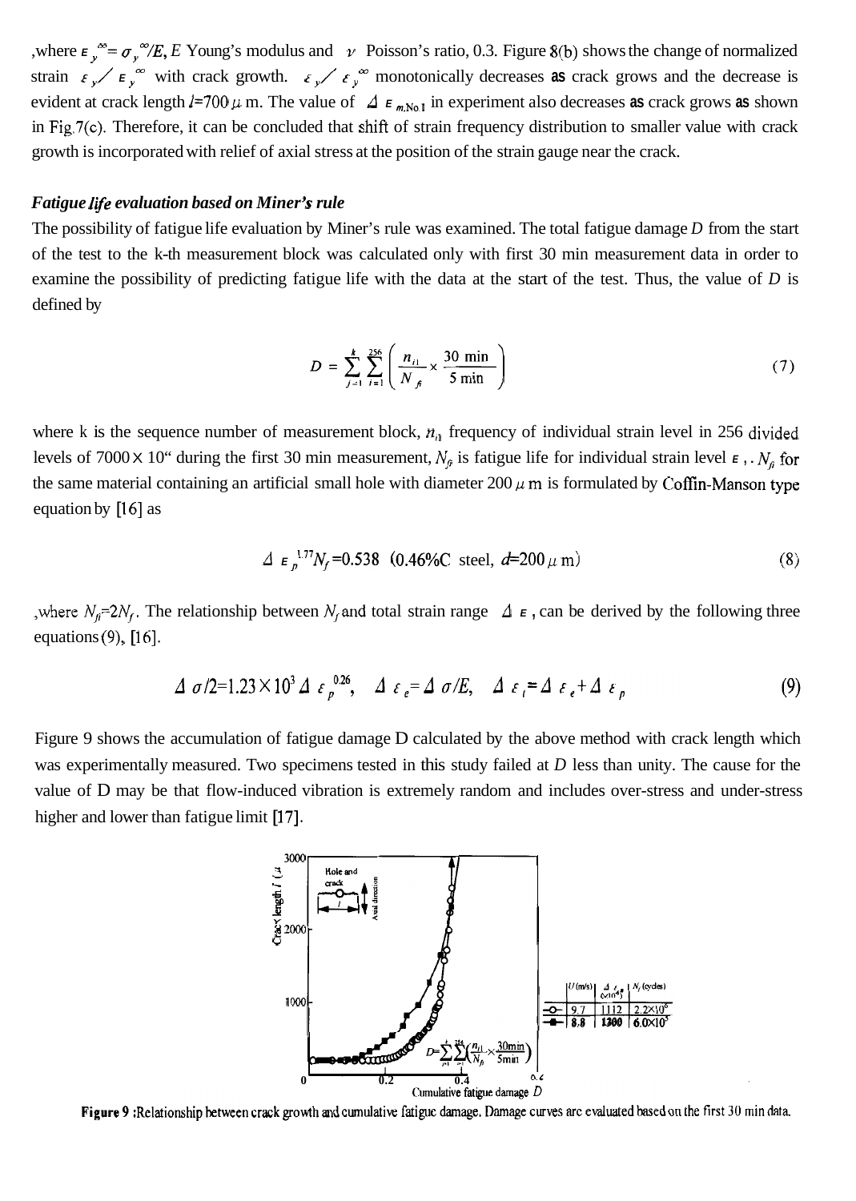,where $\varepsilon_y^\infty = \sigma_y^\infty/E$, $E$ Young's modulus and $\nu$ Poisson's ratio, 0.3. Figure 8(b) shows the change of normalized strain $\varepsilon_y/\varepsilon_y^\infty$ with crack growth. $\varepsilon_y/\varepsilon_y^\infty$ monotonically decreases as crack grows and the decrease is evident at crack length $l$=700 $\mu$ m. The value of $\Delta\varepsilon_{m,No.1}$ in experiment also decreases as crack grows as shown in Fig.7(c). Therefore, it can be concluded that shift of strain frequency distribution to smaller value with crack growth is incorporated with relief of axial stress at the position of the strain gauge near the crack.

***Fatigue life evaluation based on Miner's rule***

The possibility of fatigue life evaluation by Miner's rule was examined. The total fatigue damage $D$ from the start of the test to the k-th measurement block was calculated only with first 30 min measurement data in order to examine the possibility of predicting fatigue life with the data at the start of the test. Thus, the value of $D$ is defined by

$$D = \sum_{j=1}^{k} \sum_{i=1}^{256} \left( \frac{n_{i1}}{N_{fi}} \times \frac{30 \text{ min}}{5 \text{ min}} \right) \tag{7}$$

where k is the sequence number of measurement block, $n_{i1}$ frequency of individual strain level in 256 divided levels of 7000 × 10" during the first 30 min measurement, $N_{fi}$ is fatigue life for individual strain level $\varepsilon_i$. $N_{fi}$ for the same material containing an artificial small hole with diameter 200 $\mu$ m is formulated by Coffin-Manson type equation by [16] as

$$\Delta\varepsilon_p^{1.77} N_f = 0.538 \quad (0.46\%\text{C steel}, \ d = 200\,\mu\text{m}) \tag{8}$$

,where $N_{fi}=2N_f$. The relationship between $N_f$ and total strain range $\Delta\varepsilon$, can be derived by the following three equations (9), [16].

$$\Delta\sigma/2 = 1.23 \times 10^3 \Delta\varepsilon_p^{0.26}, \quad \Delta\varepsilon_e = \Delta\sigma/E, \quad \Delta\varepsilon_t = \Delta\varepsilon_e + \Delta\varepsilon_p \tag{9}$$

Figure 9 shows the accumulation of fatigue damage D calculated by the above method with crack length which was experimentally measured. Two specimens tested in this study failed at $D$ less than unity. The cause for the value of D may be that flow-induced vibration is extremely random and includes over-stress and under-stress higher and lower than fatigue limit [17].

**Figure 9** :Relationship between crack growth and cumulative fatigue damage. Damage curves are evaluated based on the first 30 min data.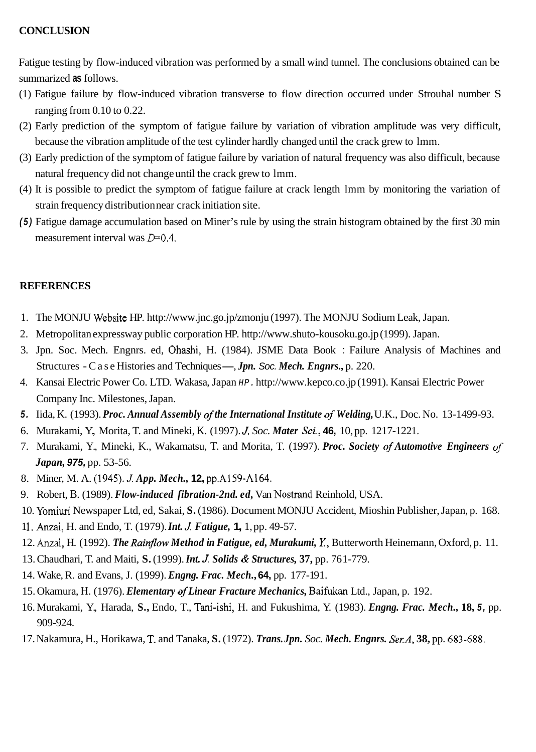## CONCLUSION

Fatigue testing by flow-induced vibration was performed by a small wind tunnel. The conclusions obtained can be summarized as follows.

(1) Fatigue failure by flow-induced vibration transverse to flow direction occurred under Strouhal number S ranging from 0.10 to 0.22.

(2) Early prediction of the symptom of fatigue failure by variation of vibration amplitude was very difficult, because the vibration amplitude of the test cylinder hardly changed until the crack grew to 1mm.

(3) Early prediction of the symptom of fatigue failure by variation of natural frequency was also difficult, because natural frequency did not change until the crack grew to 1mm.

(4) It is possible to predict the symptom of fatigue failure at crack length 1mm by monitoring the variation of strain frequency distribution near crack initiation site.

(5) Fatigue damage accumulation based on Miner's rule by using the strain histogram obtained by the first 30 min measurement interval was $D$=0.4.

## REFERENCES

1. The MONJU Website HP. http://www.jnc.go.jp/zmonju (1997). The MONJU Sodium Leak, Japan.
2. Metropolitan expressway public corporation HP. http://www.shuto-kousoku.go.jp (1999). Japan.
3. Jpn. Soc. Mech. Engnrs. ed, Ohashi, H. (1984). JSME Data Book : Failure Analysis of Machines and Structures - Case Histories and Techniques—, ***Jpn.*** *Soc.* ***Mech. Engnrs.,*** p. 220.
4. Kansai Electric Power Co. LTD. Wakasa, Japan *HP*. http://www.kepco.co.jp (1991). Kansai Electric Power Company Inc. Milestones, Japan.
5. Iida, K. (1993). ***Proc. Annual Assembly of the International Institute of Welding,*** U.K., Doc. No. 13-1499-93.
6. Murakami, Y., Morita, T. and Mineki, K. (1997). *J. Soc.* ***Mater*** *Sci.*, **46,** 10, pp. 1217-1221.
7. Murakami, Y., Mineki, K., Wakamatsu, T. and Morita, T. (1997). ***Proc. Society of Automotive Engineers of Japan, 975,*** pp. 53-56.
8. Miner, M. A. (1945). *J.* ***App. Mech.,*** **12,** pp.A159-A164.
9. Robert, B. (1989). ***Flow-induced fibration-2nd. ed,*** Van Nostrand Reinhold, USA.
10. Yomiuri Newspaper Ltd, ed, Sakai, **S.** (1986). Document MONJU Accident, Mioshin Publisher, Japan, p. 168.
11. Anzai, H. and Endo, T. (1979). ***Int. J. Fatigue,*** **1,** 1, pp. 49-57.
12. Anzai, H. (1992). ***The Rainflow Method in Fatigue, ed, Murakumi, Y.,*** Butterworth Heinemann, Oxford, p. 11.
13. Chaudhari, T. and Maiti, **S.** (1999). ***Int. J. Solids & Structures,*** **37,** pp. 761-779.
14. Wake, R. and Evans, J. (1999). ***Engng. Frac. Mech.,*** **64,** pp. 177-191.
15. Okamura, H. (1976). ***Elementary of Linear Fracture Mechanics,*** Baifukan Ltd., Japan, p. 192.
16. Murakami, Y., Harada, **S.,** Endo, T., Tani-ishi, H. and Fukushima, Y. (1983). ***Engng. Frac. Mech.,*** **18,** *5*, pp. 909-924.
17. Nakamura, H., Horikawa, T. and Tanaka, **S.** (1972). ***Trans. Jpn.*** *Soc.* ***Mech. Engnrs.*** *Ser.A*, **38,** pp. 683-688.